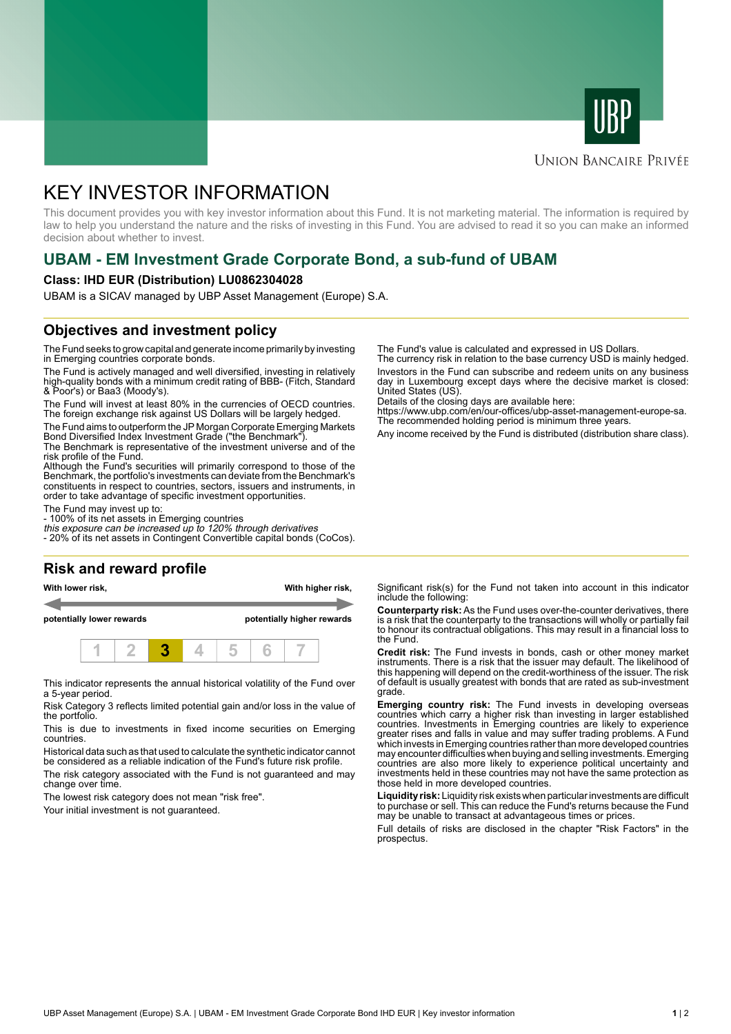UNION BANCAIRE PRIVÉE

# KEY INVESTOR INFORMATION

This document provides you with key investor information about this Fund. It is not marketing material. The information is required by law to help you understand the nature and the risks of investing in this Fund. You are advised to read it so you can make an informed decision about whether to invest.

## UBAM - EM Investment Grade Corporate Bond, a sub-fund of UBAM

**Class: IHD EUR (Distribution) LU0862304028**

UBAM is a SICAV managed by UBP Asset Management (Europe) S.A.

## Objectives and investment policy

The Fund seeks to grow capital and generate income primarily by investing in Emerging countries corporate bonds.

The Fund is actively managed and well diversified, investing in relatively high-quality bonds with a minimum credit rating of BBB- (Fitch, Standard & Poor's) or Baa3 (Moody's).

The Fund will invest at least 80% in the currencies of OECD countries. The foreign exchange risk against US Dollars will be largely hedged.

The Fund aims to outperform the JP Morgan Corporate Emerging Markets Bond Diversified Index Investment Grade ("the Benchmark").
The Benchmark is representative of the investment universe and of the risk profile of the Fund.
Although the Fund's securities will primarily correspond to those of the Benchmark, the portfolio's investments can deviate from the Benchmark's constituents in respect to countries, sectors, issuers and instruments, in order to take advantage of specific investment opportunities.

The Fund may invest up to:
- 100% of its net assets in Emerging countries
*this exposure can be increased up to 120% through derivatives*
- 20% of its net assets in Contingent Convertible capital bonds (CoCos).

The Fund's value is calculated and expressed in US Dollars.
The currency risk in relation to the base currency USD is mainly hedged.

Investors in the Fund can subscribe and redeem units on any business day in Luxembourg except days where the decisive market is closed: United States (US).
Details of the closing days are available here:
https://www.ubp.com/en/our-offices/ubp-asset-management-europe-sa.
The recommended holding period is minimum three years.

Any income received by the Fund is distributed (distribution share class).

## Risk and reward profile

**With lower risk,** **potentially lower rewards**

**With higher risk,** **potentially higher rewards**

| 1 | 2 | **3** | 4 | 5 | 6 | 7 |
|---|---|---|---|---|---|---|

This indicator represents the annual historical volatility of the Fund over a 5-year period.

Risk Category 3 reflects limited potential gain and/or loss in the value of the portfolio.

This is due to investments in fixed income securities on Emerging countries.

Historical data such as that used to calculate the synthetic indicator cannot be considered as a reliable indication of the Fund's future risk profile.

The risk category associated with the Fund is not guaranteed and may change over time.

The lowest risk category does not mean "risk free".

Your initial investment is not guaranteed.

Significant risk(s) for the Fund not taken into account in this indicator include the following:

**Counterparty risk:** As the Fund uses over-the-counter derivatives, there is a risk that the counterparty to the transactions will wholly or partially fail to honour its contractual obligations. This may result in a financial loss to the Fund.

**Credit risk:** The Fund invests in bonds, cash or other money market instruments. There is a risk that the issuer may default. The likelihood of this happening will depend on the credit-worthiness of the issuer. The risk of default is usually greatest with bonds that are rated as sub-investment grade.

**Emerging country risk:** The Fund invests in developing overseas countries which carry a higher risk than investing in larger established countries. Investments in Emerging countries are likely to experience greater rises and falls in value and may suffer trading problems. A Fund which invests in Emerging countries rather than more developed countries may encounter difficulties when buying and selling investments. Emerging countries are also more likely to experience political uncertainty and investments held in these countries may not have the same protection as those held in more developed countries.

**Liquidity risk:** Liquidity risk exists when particular investments are difficult to purchase or sell. This can reduce the Fund's returns because the Fund may be unable to transact at advantageous times or prices.

Full details of risks are disclosed in the chapter "Risk Factors" in the prospectus.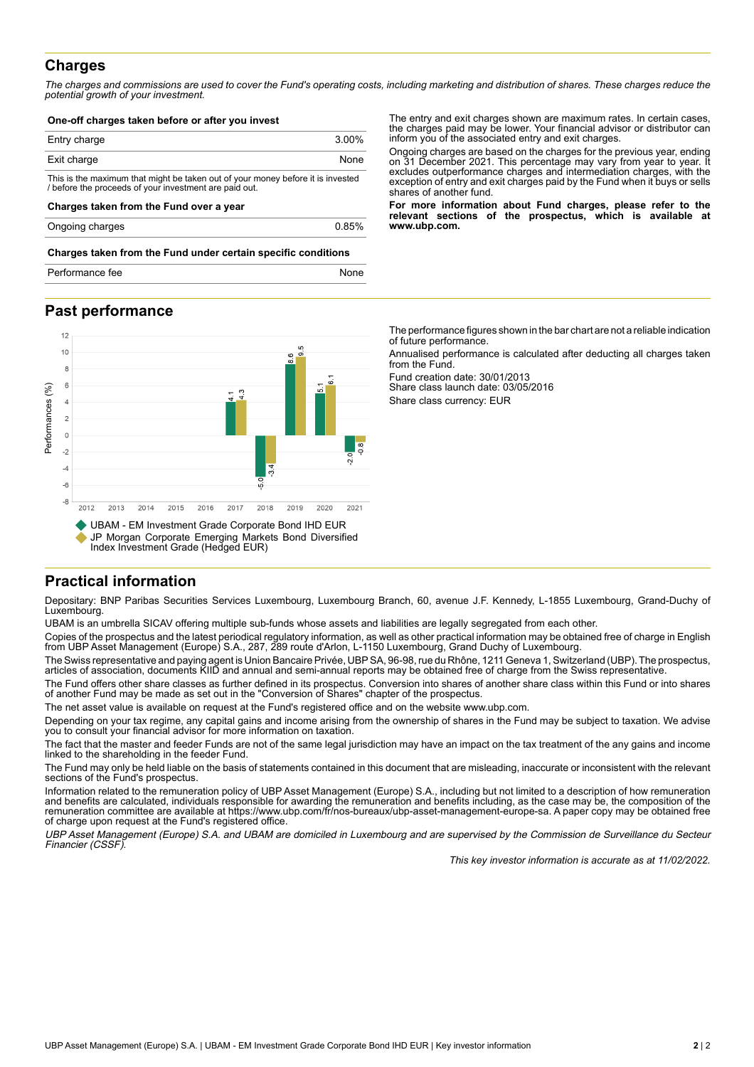## Charges

*The charges and commissions are used to cover the Fund's operating costs, including marketing and distribution of shares. These charges reduce the potential growth of your investment.*

| | |
|---|---|
| **One-off charges taken before or after you invest** | |
| Entry charge | 3.00% |
| Exit charge | None |
| This is the maximum that might be taken out of your money before it is invested / before the proceeds of your investment are paid out. | |
| **Charges taken from the Fund over a year** | |
| Ongoing charges | 0.85% |
| **Charges taken from the Fund under certain specific conditions** | |
| Performance fee | None |

The entry and exit charges shown are maximum rates. In certain cases, the charges paid may be lower. Your financial advisor or distributor can inform you of the associated entry and exit charges.

Ongoing charges are based on the charges for the previous year, ending on 31 December 2021. This percentage may vary from year to year. It excludes outperformance charges and intermediation charges, with the exception of entry and exit charges paid by the Fund when it buys or sells shares of another fund.

**For more information about Fund charges, please refer to the relevant sections of the prospectus, which is available at www.ubp.com.**

## Past performance

Performances (%)

12
10
8
6
4
2
0
-2
-4
-6
-8

2012 2013 2014 2015 2016 2017 2018 2019 2020 2021

4.1 4.3
-5.0 -3.4
8.6 9.5
5.1 6.1
-2.0 -0.8

UBAM - EM Investment Grade Corporate Bond IHD EUR
JP Morgan Corporate Emerging Markets Bond Diversified Index Investment Grade (Hedged EUR)

The performance figures shown in the bar chart are not a reliable indication of future performance.

Annualised performance is calculated after deducting all charges taken from the Fund.

Fund creation date: 30/01/2013
Share class launch date: 03/05/2016
Share class currency: EUR

## Practical information

Depositary: BNP Paribas Securities Services Luxembourg, Luxembourg Branch, 60, avenue J.F. Kennedy, L-1855 Luxembourg, Grand-Duchy of Luxembourg.

UBAM is an umbrella SICAV offering multiple sub-funds whose assets and liabilities are legally segregated from each other.

Copies of the prospectus and the latest periodical regulatory information, as well as other practical information may be obtained free of charge in English from UBP Asset Management (Europe) S.A., 287, 289 route d'Arlon, L-1150 Luxembourg, Grand Duchy of Luxembourg.

The Swiss representative and paying agent is Union Bancaire Privée, UBP SA, 96-98, rue du Rhône, 1211 Geneva 1, Switzerland (UBP). The prospectus, articles of association, documents KIID and annual and semi-annual reports may be obtained free of charge from the Swiss representative.

The Fund offers other share classes as further defined in its prospectus. Conversion into shares of another share class within this Fund or into shares of another Fund may be made as set out in the "Conversion of Shares" chapter of the prospectus.

The net asset value is available on request at the Fund's registered office and on the website www.ubp.com.

Depending on your tax regime, any capital gains and income arising from the ownership of shares in the Fund may be subject to taxation. We advise you to consult your financial advisor for more information on taxation.

The fact that the master and feeder Funds are not of the same legal jurisdiction may have an impact on the tax treatment of the any gains and income linked to the shareholding in the feeder Fund.

The Fund may only be held liable on the basis of statements contained in this document that are misleading, inaccurate or inconsistent with the relevant sections of the Fund's prospectus.

Information related to the remuneration policy of UBP Asset Management (Europe) S.A., including but not limited to a description of how remuneration and benefits are calculated, individuals responsible for awarding the remuneration and benefits including, as the case may be, the composition of the remuneration committee are available at https://www.ubp.com/fr/nos-bureaux/ubp-asset-management-europe-sa. A paper copy may be obtained free of charge upon request at the Fund's registered office.

*UBP Asset Management (Europe) S.A. and UBAM are domiciled in Luxembourg and are supervised by the Commission de Surveillance du Secteur Financier (CSSF).*

*This key investor information is accurate as at 11/02/2022.*